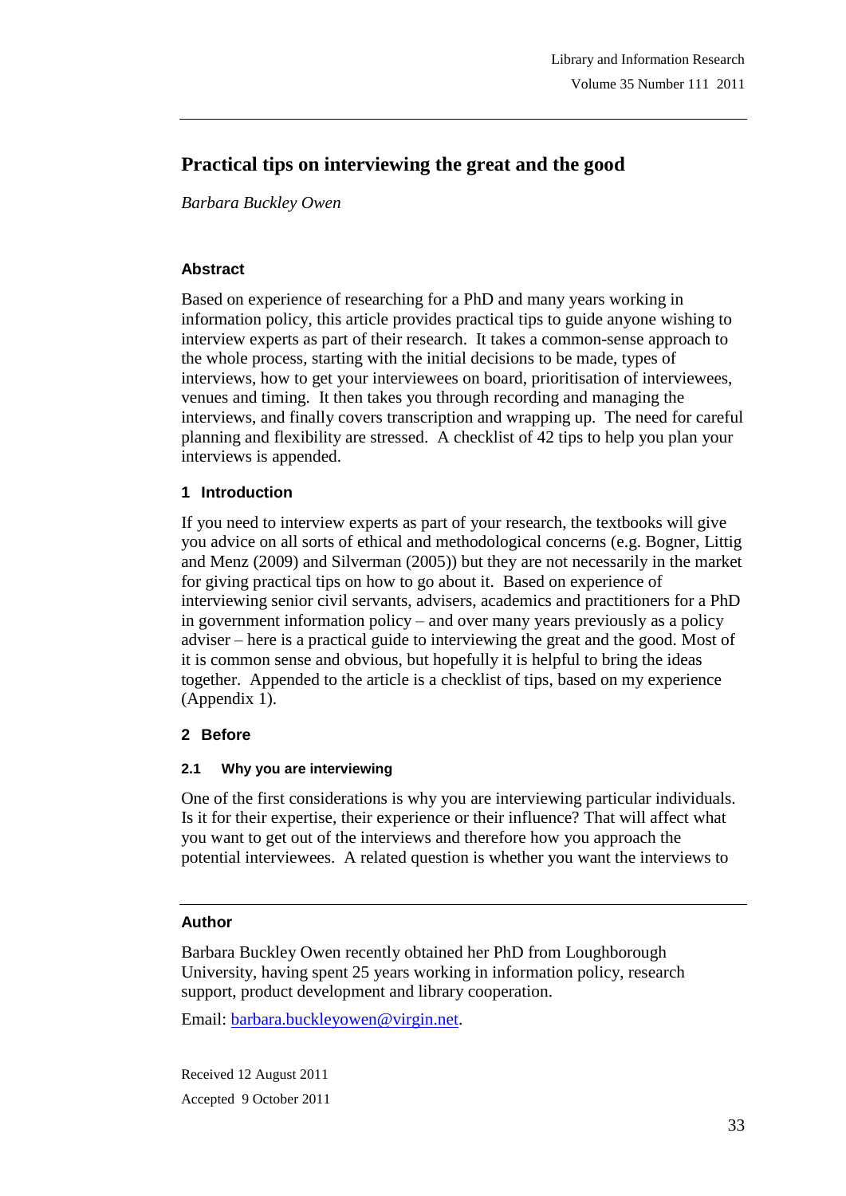# Practical tips on interviewing the great and the good

*Barbara Buckley Owen*

### Abstract

Based on experience of researching for a PhD and many years working in information policy, this article provides practical tips to guide anyone wishing to interview experts as part of their research. It takes a common-sense approach to the whole process, starting with the initial decisions to be made, types of interviews, how to get your interviewees on board, prioritisation of interviewees, venues and timing. It then takes you through recording and managing the interviews, and finally covers transcription and wrapping up. The need for careful planning and flexibility are stressed. A checklist of 42 tips to help you plan your interviews is appended.

## 1 Introduction

If you need to interview experts as part of your research, the textbooks will give you advice on all sorts of ethical and methodological concerns (e.g. Bogner, Littig and Menz (2009) and Silverman (2005)) but they are not necessarily in the market for giving practical tips on how to go about it. Based on experience of interviewing senior civil servants, advisers, academics and practitioners for a PhD in government information policy – and over many years previously as a policy adviser – here is a practical guide to interviewing the great and the good. Most of it is common sense and obvious, but hopefully it is helpful to bring the ideas together. Appended to the article is a checklist of tips, based on my experience (Appendix 1).

## 2 Before

### 2.1 Why you are interviewing

One of the first considerations is why you are interviewing particular individuals. Is it for their expertise, their experience or their influence? That will affect what you want to get out of the interviews and therefore how you approach the potential interviewees. A related question is whether you want the interviews to

---

### Author

Barbara Buckley Owen recently obtained her PhD from Loughborough University, having spent 25 years working in information policy, research support, product development and library cooperation.

Email: barbara.buckleyowen@virgin.net.

Received 12 August 2011

Accepted 9 October 2011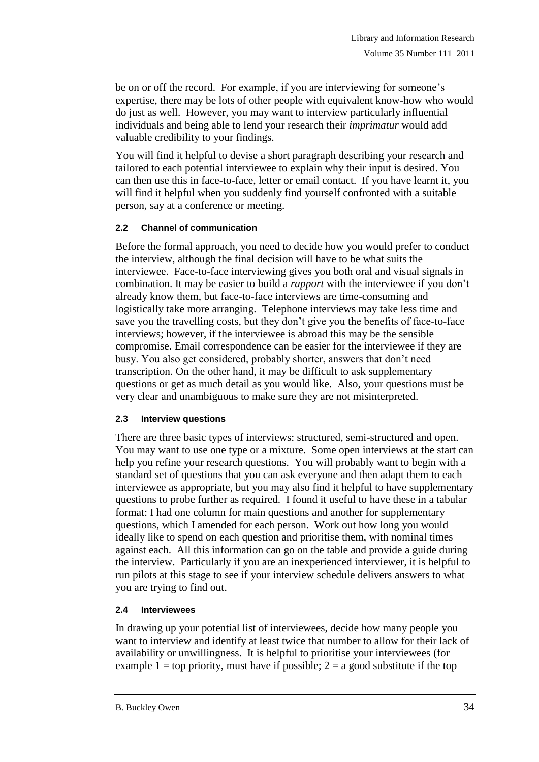be on or off the record. For example, if you are interviewing for someone's expertise, there may be lots of other people with equivalent know-how who would do just as well. However, you may want to interview particularly influential individuals and being able to lend your research their *imprimatur* would add valuable credibility to your findings.

You will find it helpful to devise a short paragraph describing your research and tailored to each potential interviewee to explain why their input is desired. You can then use this in face-to-face, letter or email contact. If you have learnt it, you will find it helpful when you suddenly find yourself confronted with a suitable person, say at a conference or meeting.

### 2.2 Channel of communication

Before the formal approach, you need to decide how you would prefer to conduct the interview, although the final decision will have to be what suits the interviewee. Face-to-face interviewing gives you both oral and visual signals in combination. It may be easier to build a *rapport* with the interviewee if you don't already know them, but face-to-face interviews are time-consuming and logistically take more arranging. Telephone interviews may take less time and save you the travelling costs, but they don't give you the benefits of face-to-face interviews; however, if the interviewee is abroad this may be the sensible compromise. Email correspondence can be easier for the interviewee if they are busy. You also get considered, probably shorter, answers that don't need transcription. On the other hand, it may be difficult to ask supplementary questions or get as much detail as you would like. Also, your questions must be very clear and unambiguous to make sure they are not misinterpreted.

### 2.3 Interview questions

There are three basic types of interviews: structured, semi-structured and open. You may want to use one type or a mixture. Some open interviews at the start can help you refine your research questions. You will probably want to begin with a standard set of questions that you can ask everyone and then adapt them to each interviewee as appropriate, but you may also find it helpful to have supplementary questions to probe further as required. I found it useful to have these in a tabular format: I had one column for main questions and another for supplementary questions, which I amended for each person. Work out how long you would ideally like to spend on each question and prioritise them, with nominal times against each. All this information can go on the table and provide a guide during the interview. Particularly if you are an inexperienced interviewer, it is helpful to run pilots at this stage to see if your interview schedule delivers answers to what you are trying to find out.

### 2.4 Interviewees

In drawing up your potential list of interviewees, decide how many people you want to interview and identify at least twice that number to allow for their lack of availability or unwillingness. It is helpful to prioritise your interviewees (for example 1 = top priority, must have if possible; 2 = a good substitute if the top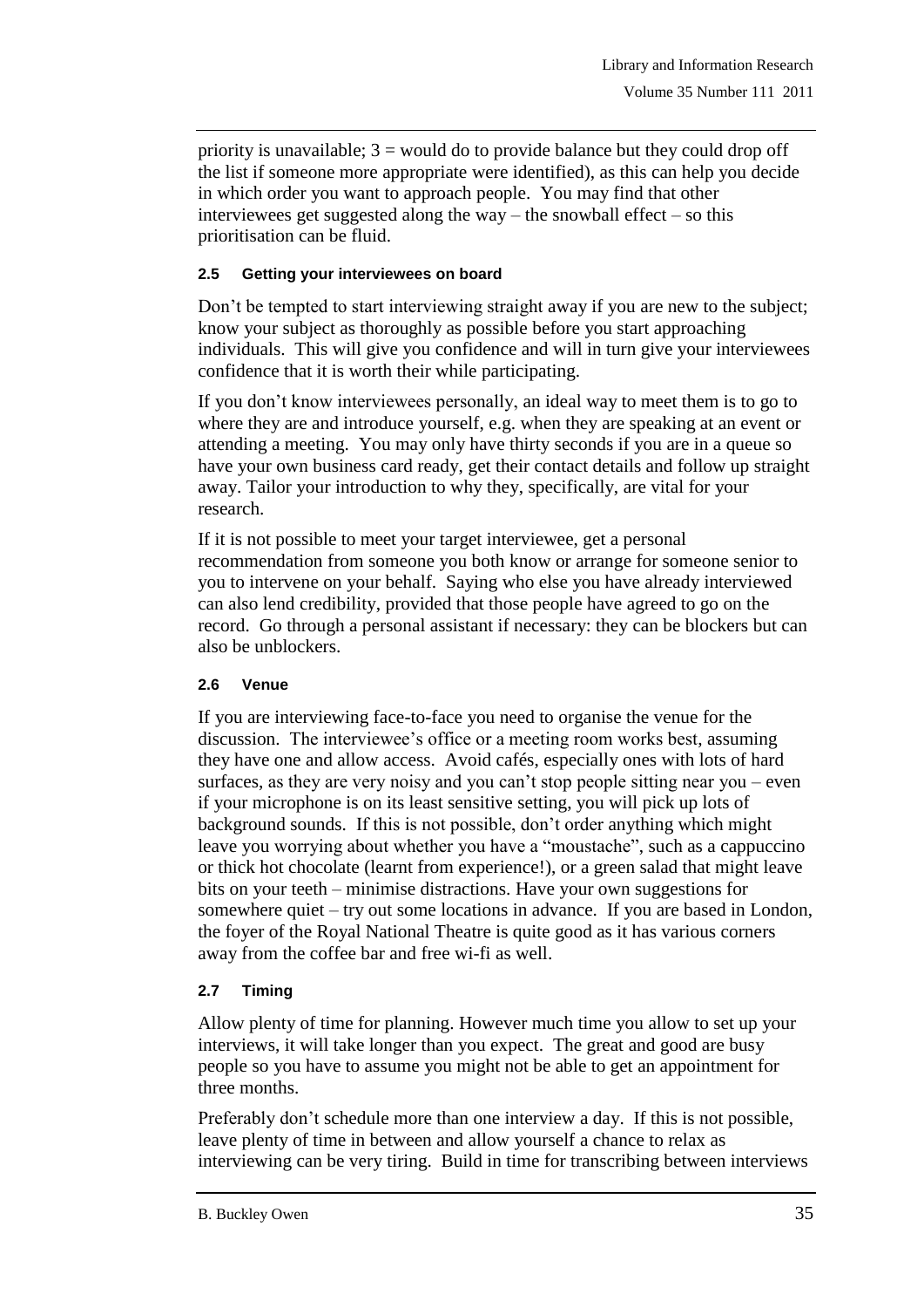priority is unavailable; 3 = would do to provide balance but they could drop off the list if someone more appropriate were identified), as this can help you decide in which order you want to approach people. You may find that other interviewees get suggested along the way – the snowball effect – so this prioritisation can be fluid.

### 2.5 Getting your interviewees on board

Don't be tempted to start interviewing straight away if you are new to the subject; know your subject as thoroughly as possible before you start approaching individuals. This will give you confidence and will in turn give your interviewees confidence that it is worth their while participating.

If you don't know interviewees personally, an ideal way to meet them is to go to where they are and introduce yourself, e.g. when they are speaking at an event or attending a meeting. You may only have thirty seconds if you are in a queue so have your own business card ready, get their contact details and follow up straight away. Tailor your introduction to why they, specifically, are vital for your research.

If it is not possible to meet your target interviewee, get a personal recommendation from someone you both know or arrange for someone senior to you to intervene on your behalf. Saying who else you have already interviewed can also lend credibility, provided that those people have agreed to go on the record. Go through a personal assistant if necessary: they can be blockers but can also be unblockers.

### 2.6 Venue

If you are interviewing face-to-face you need to organise the venue for the discussion. The interviewee's office or a meeting room works best, assuming they have one and allow access. Avoid cafés, especially ones with lots of hard surfaces, as they are very noisy and you can't stop people sitting near you – even if your microphone is on its least sensitive setting, you will pick up lots of background sounds. If this is not possible, don't order anything which might leave you worrying about whether you have a "moustache", such as a cappuccino or thick hot chocolate (learnt from experience!), or a green salad that might leave bits on your teeth – minimise distractions. Have your own suggestions for somewhere quiet – try out some locations in advance. If you are based in London, the foyer of the Royal National Theatre is quite good as it has various corners away from the coffee bar and free wi-fi as well.

### 2.7 Timing

Allow plenty of time for planning. However much time you allow to set up your interviews, it will take longer than you expect. The great and good are busy people so you have to assume you might not be able to get an appointment for three months.

Preferably don't schedule more than one interview a day. If this is not possible, leave plenty of time in between and allow yourself a chance to relax as interviewing can be very tiring. Build in time for transcribing between interviews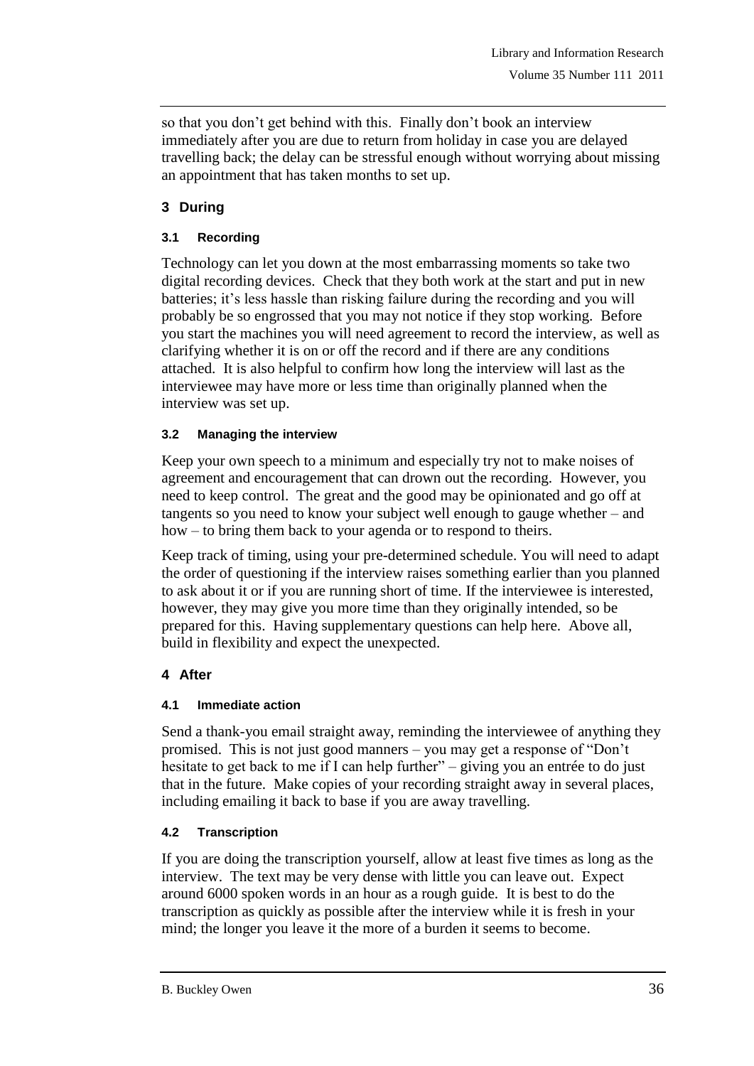so that you don't get behind with this. Finally don't book an interview immediately after you are due to return from holiday in case you are delayed travelling back; the delay can be stressful enough without worrying about missing an appointment that has taken months to set up.

## 3 During

### 3.1 Recording

Technology can let you down at the most embarrassing moments so take two digital recording devices. Check that they both work at the start and put in new batteries; it's less hassle than risking failure during the recording and you will probably be so engrossed that you may not notice if they stop working. Before you start the machines you will need agreement to record the interview, as well as clarifying whether it is on or off the record and if there are any conditions attached. It is also helpful to confirm how long the interview will last as the interviewee may have more or less time than originally planned when the interview was set up.

### 3.2 Managing the interview

Keep your own speech to a minimum and especially try not to make noises of agreement and encouragement that can drown out the recording. However, you need to keep control. The great and the good may be opinionated and go off at tangents so you need to know your subject well enough to gauge whether – and how – to bring them back to your agenda or to respond to theirs.

Keep track of timing, using your pre-determined schedule. You will need to adapt the order of questioning if the interview raises something earlier than you planned to ask about it or if you are running short of time. If the interviewee is interested, however, they may give you more time than they originally intended, so be prepared for this. Having supplementary questions can help here. Above all, build in flexibility and expect the unexpected.

## 4 After

### 4.1 Immediate action

Send a thank-you email straight away, reminding the interviewee of anything they promised. This is not just good manners – you may get a response of "Don't hesitate to get back to me if I can help further" – giving you an entrée to do just that in the future. Make copies of your recording straight away in several places, including emailing it back to base if you are away travelling.

### 4.2 Transcription

If you are doing the transcription yourself, allow at least five times as long as the interview. The text may be very dense with little you can leave out. Expect around 6000 spoken words in an hour as a rough guide. It is best to do the transcription as quickly as possible after the interview while it is fresh in your mind; the longer you leave it the more of a burden it seems to become.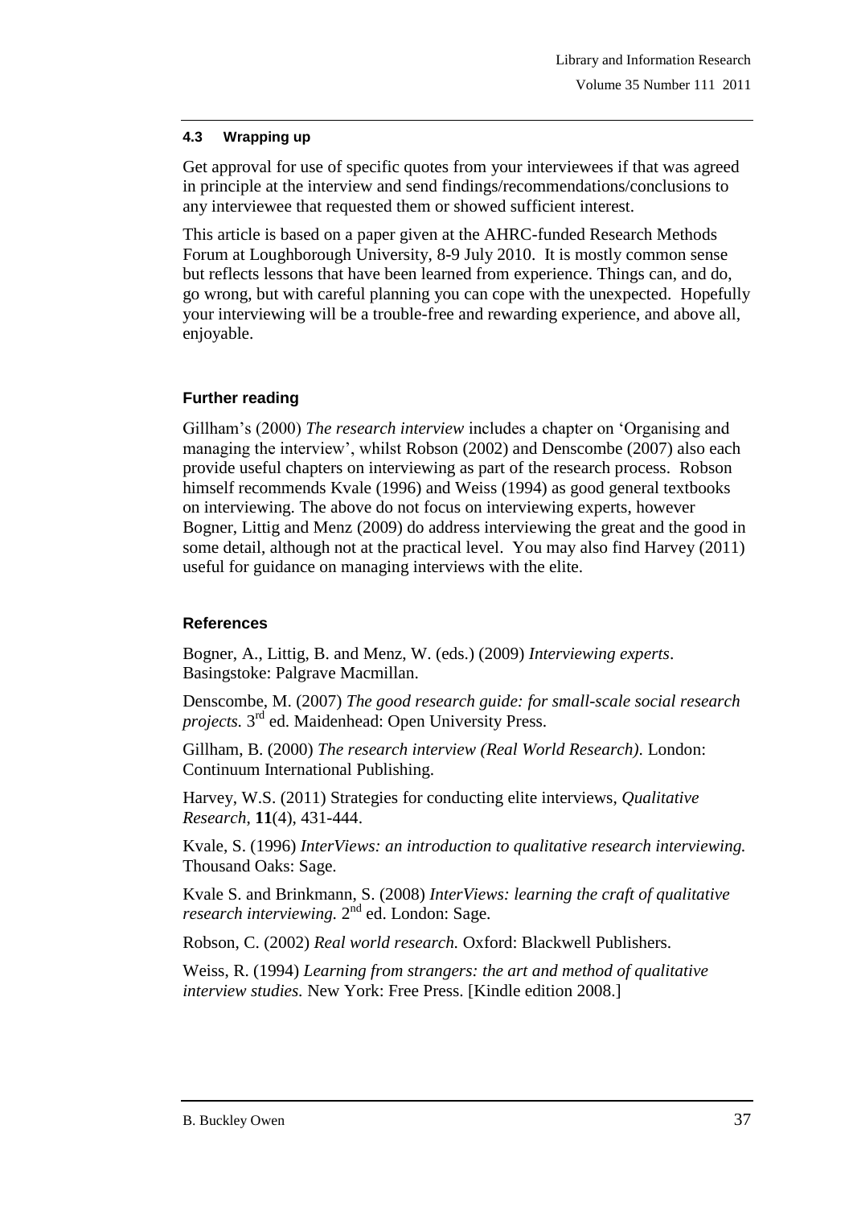#### 4.3 Wrapping up

Get approval for use of specific quotes from your interviewees if that was agreed in principle at the interview and send findings/recommendations/conclusions to any interviewee that requested them or showed sufficient interest.

This article is based on a paper given at the AHRC-funded Research Methods Forum at Loughborough University, 8-9 July 2010. It is mostly common sense but reflects lessons that have been learned from experience. Things can, and do, go wrong, but with careful planning you can cope with the unexpected. Hopefully your interviewing will be a trouble-free and rewarding experience, and above all, enjoyable.

### Further reading

Gillham's (2000) *The research interview* includes a chapter on 'Organising and managing the interview', whilst Robson (2002) and Denscombe (2007) also each provide useful chapters on interviewing as part of the research process. Robson himself recommends Kvale (1996) and Weiss (1994) as good general textbooks on interviewing. The above do not focus on interviewing experts, however Bogner, Littig and Menz (2009) do address interviewing the great and the good in some detail, although not at the practical level. You may also find Harvey (2011) useful for guidance on managing interviews with the elite.

### References

Bogner, A., Littig, B. and Menz, W. (eds.) (2009) *Interviewing experts*. Basingstoke: Palgrave Macmillan.

Denscombe, M. (2007) *The good research guide: for small-scale social research projects.* 3rd ed. Maidenhead: Open University Press.

Gillham, B. (2000) *The research interview (Real World Research)*. London: Continuum International Publishing.

Harvey, W.S. (2011) Strategies for conducting elite interviews, *Qualitative Research*, **11**(4), 431-444.

Kvale, S. (1996) *InterViews: an introduction to qualitative research interviewing.* Thousand Oaks: Sage.

Kvale S. and Brinkmann, S. (2008) *InterViews: learning the craft of qualitative research interviewing.* 2nd ed. London: Sage.

Robson, C. (2002) *Real world research.* Oxford: Blackwell Publishers.

Weiss, R. (1994) *Learning from strangers: the art and method of qualitative interview studies*. New York: Free Press. [Kindle edition 2008.]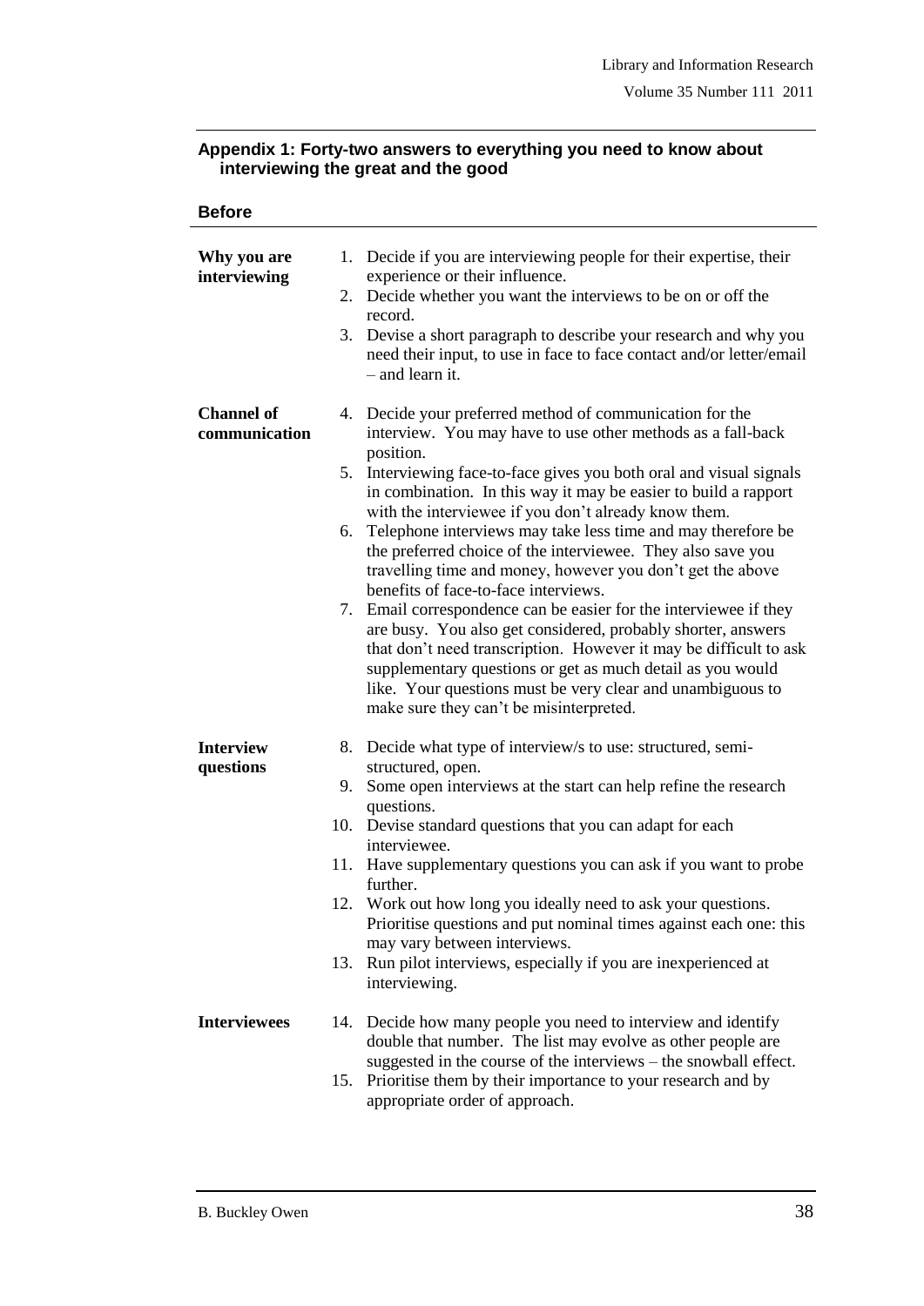## Appendix 1: Forty-two answers to everything you need to know about interviewing the great and the good

### Before

| | |
|---|---|
| **Why you are interviewing** | 1. Decide if you are interviewing people for their expertise, their experience or their influence.<br>2. Decide whether you want the interviews to be on or off the record.<br>3. Devise a short paragraph to describe your research and why you need their input, to use in face to face contact and/or letter/email – and learn it. |
| **Channel of communication** | 4. Decide your preferred method of communication for the interview. You may have to use other methods as a fall-back position.<br>5. Interviewing face-to-face gives you both oral and visual signals in combination. In this way it may be easier to build a rapport with the interviewee if you don't already know them.<br>6. Telephone interviews may take less time and may therefore be the preferred choice of the interviewee. They also save you travelling time and money, however you don't get the above benefits of face-to-face interviews.<br>7. Email correspondence can be easier for the interviewee if they are busy. You also get considered, probably shorter, answers that don't need transcription. However it may be difficult to ask supplementary questions or get as much detail as you would like. Your questions must be very clear and unambiguous to make sure they can't be misinterpreted. |
| **Interview questions** | 8. Decide what type of interview/s to use: structured, semi-structured, open.<br>9. Some open interviews at the start can help refine the research questions.<br>10. Devise standard questions that you can adapt for each interviewee.<br>11. Have supplementary questions you can ask if you want to probe further.<br>12. Work out how long you ideally need to ask your questions. Prioritise questions and put nominal times against each one: this may vary between interviews.<br>13. Run pilot interviews, especially if you are inexperienced at interviewing. |
| **Interviewees** | 14. Decide how many people you need to interview and identify double that number. The list may evolve as other people are suggested in the course of the interviews – the snowball effect.<br>15. Prioritise them by their importance to your research and by appropriate order of approach. |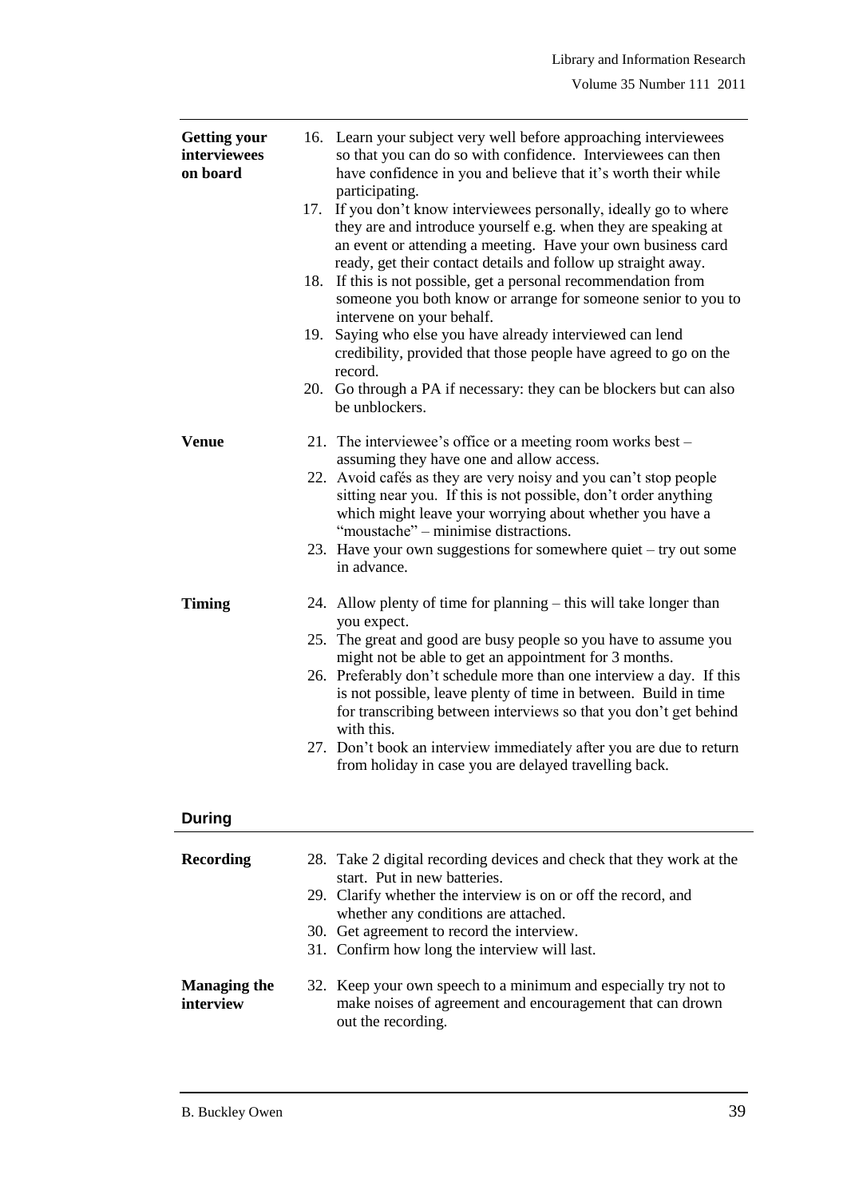| | |
|---|---|
| **Getting your interviewees on board** | 16. Learn your subject very well before approaching interviewees so that you can do so with confidence. Interviewees can then have confidence in you and believe that it's worth their while participating.<br>17. If you don't know interviewees personally, ideally go to where they are and introduce yourself e.g. when they are speaking at an event or attending a meeting. Have your own business card ready, get their contact details and follow up straight away.<br>18. If this is not possible, get a personal recommendation from someone you both know or arrange for someone senior to you to intervene on your behalf.<br>19. Saying who else you have already interviewed can lend credibility, provided that those people have agreed to go on the record.<br>20. Go through a PA if necessary: they can be blockers but can also be unblockers. |
| **Venue** | 21. The interviewee's office or a meeting room works best – assuming they have one and allow access.<br>22. Avoid cafés as they are very noisy and you can't stop people sitting near you. If this is not possible, don't order anything which might leave your worrying about whether you have a "moustache" – minimise distractions.<br>23. Have your own suggestions for somewhere quiet – try out some in advance. |
| **Timing** | 24. Allow plenty of time for planning – this will take longer than you expect.<br>25. The great and good are busy people so you have to assume you might not be able to get an appointment for 3 months.<br>26. Preferably don't schedule more than one interview a day. If this is not possible, leave plenty of time in between. Build in time for transcribing between interviews so that you don't get behind with this.<br>27. Don't book an interview immediately after you are due to return from holiday in case you are delayed travelling back. |

## During

| | |
|---|---|
| **Recording** | 28. Take 2 digital recording devices and check that they work at the start. Put in new batteries.<br>29. Clarify whether the interview is on or off the record, and whether any conditions are attached.<br>30. Get agreement to record the interview.<br>31. Confirm how long the interview will last. |
| **Managing the interview** | 32. Keep your own speech to a minimum and especially try not to make noises of agreement and encouragement that can drown out the recording. |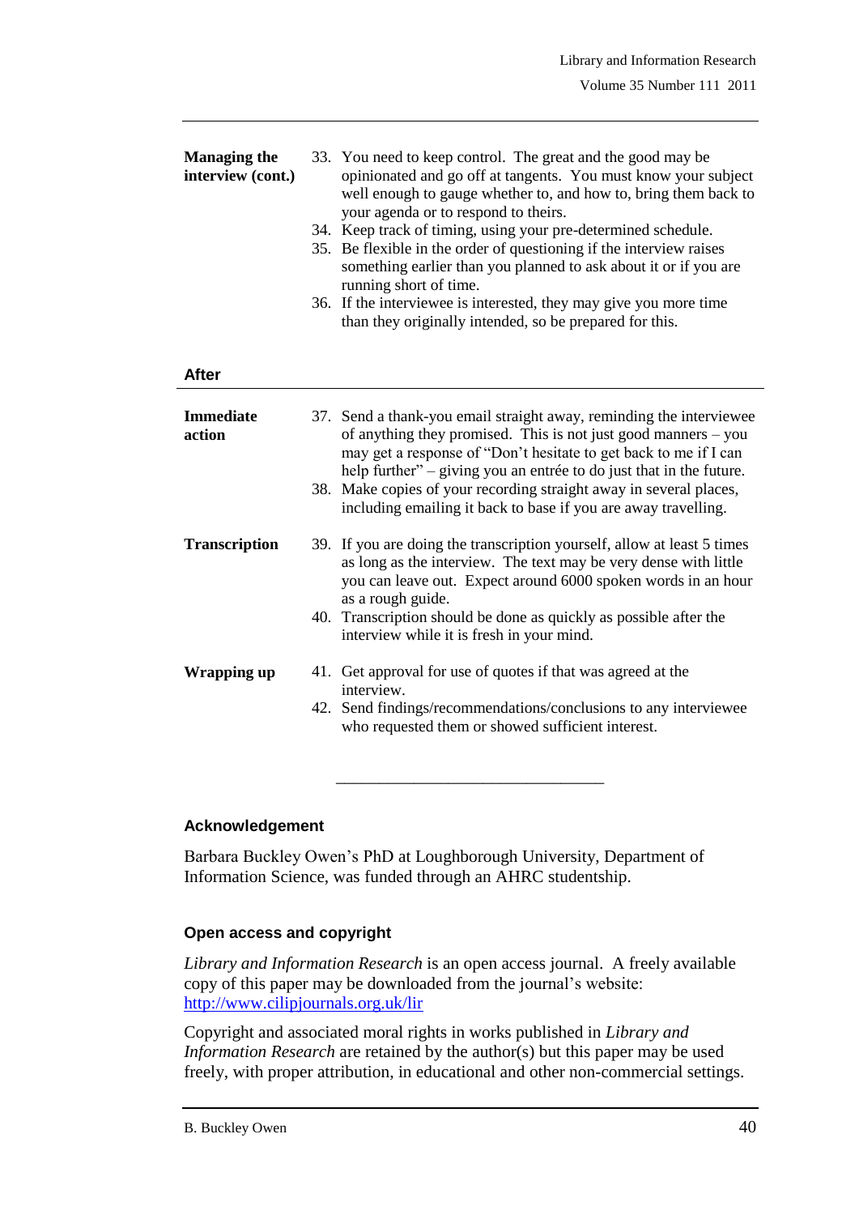| | |
|---|---|
| **Managing the interview (cont.)** | 33. You need to keep control. The great and the good may be opinionated and go off at tangents. You must know your subject well enough to gauge whether to, and how to, bring them back to your agenda or to respond to theirs.<br>34. Keep track of timing, using your pre-determined schedule.<br>35. Be flexible in the order of questioning if the interview raises something earlier than you planned to ask about it or if you are running short of time.<br>36. If the interviewee is interested, they may give you more time than they originally intended, so be prepared for this. |

**After**

| | |
|---|---|
| **Immediate action** | 37. Send a thank-you email straight away, reminding the interviewee of anything they promised. This is not just good manners – you may get a response of "Don't hesitate to get back to me if I can help further" – giving you an entrée to do just that in the future.<br>38. Make copies of your recording straight away in several places, including emailing it back to base if you are away travelling. |
| **Transcription** | 39. If you are doing the transcription yourself, allow at least 5 times as long as the interview. The text may be very dense with little you can leave out. Expect around 6000 spoken words in an hour as a rough guide.<br>40. Transcription should be done as quickly as possible after the interview while it is fresh in your mind. |
| **Wrapping up** | 41. Get approval for use of quotes if that was agreed at the interview.<br>42. Send findings/recommendations/conclusions to any interviewee who requested them or showed sufficient interest. |

---

## Acknowledgement

Barbara Buckley Owen's PhD at Loughborough University, Department of Information Science, was funded through an AHRC studentship.

## Open access and copyright

*Library and Information Research* is an open access journal. A freely available copy of this paper may be downloaded from the journal's website: http://www.cilipjournals.org.uk/lir

Copyright and associated moral rights in works published in *Library and Information Research* are retained by the author(s) but this paper may be used freely, with proper attribution, in educational and other non-commercial settings.